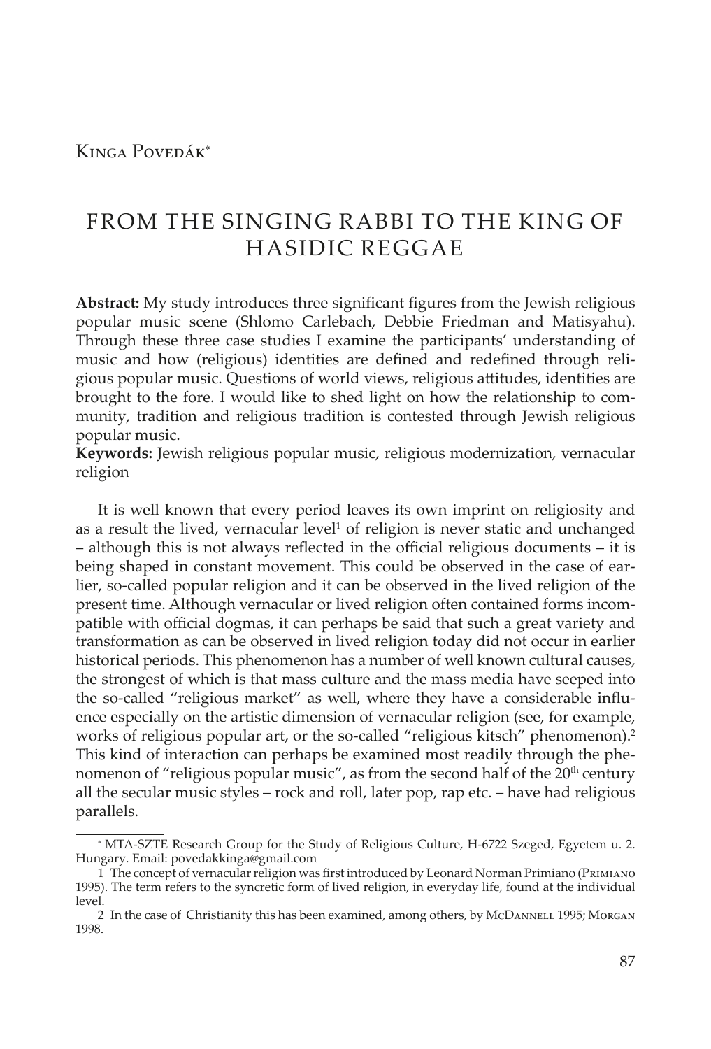Kinga Povedák[*]

# FROM THE SINGING RABBI TO THE KING OF HASIDIC REGGAE

**Abstract:** My study introduces three significant figures from the Jewish religious popular music scene (Shlomo Carlebach, Debbie Friedman and Matisyahu). Through these three case studies I examine the participants' understanding of music and how (religious) identities are defined and redefined through religious popular music. Questions of world views, religious attitudes, identities are brought to the fore. I would like to shed light on how the relationship to community, tradition and religious tradition is contested through Jewish religious popular music.

**Keywords:** Jewish religious popular music, religious modernization, vernacular religion

It is well known that every period leaves its own imprint on religiosity and as a result the lived, vernacular level[1] of religion is never static and unchanged – although this is not always reflected in the official religious documents – it is being shaped in constant movement. This could be observed in the case of earlier, so-called popular religion and it can be observed in the lived religion of the present time. Although vernacular or lived religion often contained forms incompatible with official dogmas, it can perhaps be said that such a great variety and transformation as can be observed in lived religion today did not occur in earlier historical periods. This phenomenon has a number of well known cultural causes, the strongest of which is that mass culture and the mass media have seeped into the so-called "religious market" as well, where they have a considerable influence especially on the artistic dimension of vernacular religion (see, for example, works of religious popular art, or the so-called "religious kitsch" phenomenon).[2] This kind of interaction can perhaps be examined most readily through the phenomenon of "religious popular music", as from the second half of the 20th century all the secular music styles – rock and roll, later pop, rap etc. – have had religious parallels.

---

[*] MTA-SZTE Research Group for the Study of Religious Culture, H-6722 Szeged, Egyetem u. 2. Hungary. Email: povedakkinga@gmail.com

1 The concept of vernacular religion was first introduced by Leonard Norman Primiano (Primiano 1995). The term refers to the syncretic form of lived religion, in everyday life, found at the individual level.

2 In the case of Christianity this has been examined, among others, by McDannell 1995; Morgan 1998.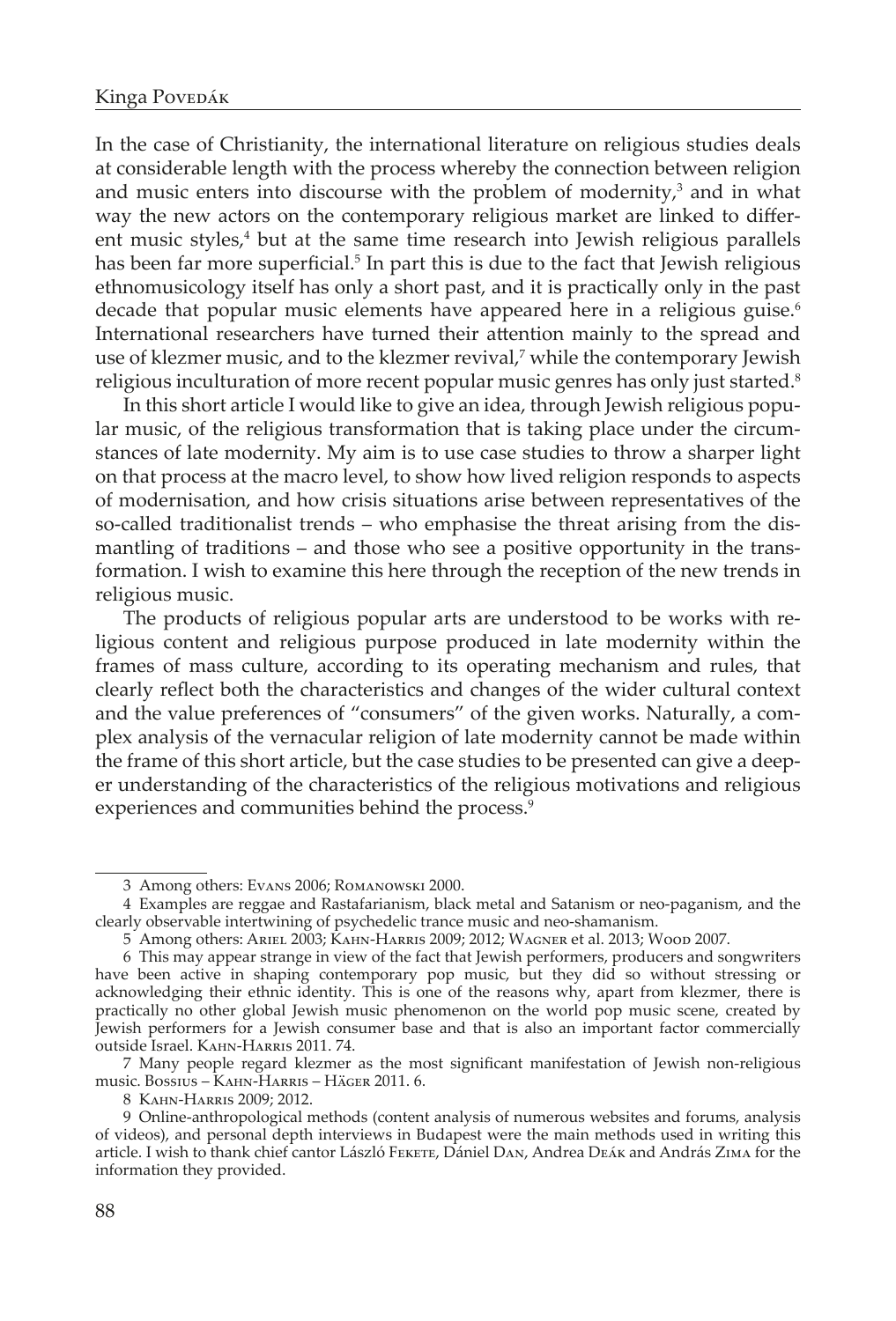In the case of Christianity, the international literature on religious studies deals at considerable length with the process whereby the connection between religion and music enters into discourse with the problem of modernity,[3] and in what way the new actors on the contemporary religious market are linked to different music styles,[4] but at the same time research into Jewish religious parallels has been far more superficial.[5] In part this is due to the fact that Jewish religious ethnomusicology itself has only a short past, and it is practically only in the past decade that popular music elements have appeared here in a religious guise.[6] International researchers have turned their attention mainly to the spread and use of klezmer music, and to the klezmer revival,[7] while the contemporary Jewish religious inculturation of more recent popular music genres has only just started.[8]

In this short article I would like to give an idea, through Jewish religious popular music, of the religious transformation that is taking place under the circumstances of late modernity. My aim is to use case studies to throw a sharper light on that process at the macro level, to show how lived religion responds to aspects of modernisation, and how crisis situations arise between representatives of the so-called traditionalist trends – who emphasise the threat arising from the dismantling of traditions – and those who see a positive opportunity in the transformation. I wish to examine this here through the reception of the new trends in religious music.

The products of religious popular arts are understood to be works with religious content and religious purpose produced in late modernity within the frames of mass culture, according to its operating mechanism and rules, that clearly reflect both the characteristics and changes of the wider cultural context and the value preferences of "consumers" of the given works. Naturally, a complex analysis of the vernacular religion of late modernity cannot be made within the frame of this short article, but the case studies to be presented can give a deeper understanding of the characteristics of the religious motivations and religious experiences and communities behind the process.[9]

---

3 Among others: Evans 2006; Romanowski 2000.

4 Examples are reggae and Rastafarianism, black metal and Satanism or neo-paganism, and the clearly observable intertwining of psychedelic trance music and neo-shamanism.

5 Among others: Ariel 2003; Kahn-Harris 2009; 2012; Wagner et al. 2013; Wood 2007.

6 This may appear strange in view of the fact that Jewish performers, producers and songwriters have been active in shaping contemporary pop music, but they did so without stressing or acknowledging their ethnic identity. This is one of the reasons why, apart from klezmer, there is practically no other global Jewish music phenomenon on the world pop music scene, created by Jewish performers for a Jewish consumer base and that is also an important factor commercially outside Israel. Kahn-Harris 2011. 74.

7 Many people regard klezmer as the most significant manifestation of Jewish non-religious music. Bossius – Kahn-Harris – Häger 2011. 6.

8 Kahn-Harris 2009; 2012.

9 Online-anthropological methods (content analysis of numerous websites and forums, analysis of videos), and personal depth interviews in Budapest were the main methods used in writing this article. I wish to thank chief cantor László Fekete, Dániel Dan, Andrea Deák and András Zima for the information they provided.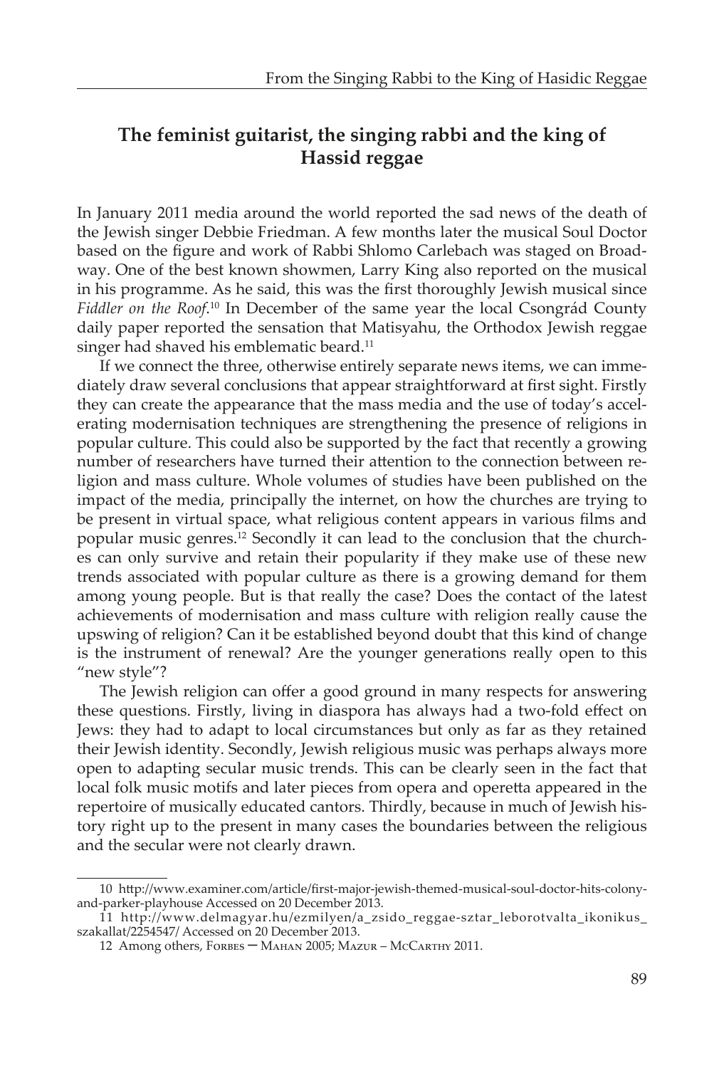## The feminist guitarist, the singing rabbi and the king of Hassid reggae

In January 2011 media around the world reported the sad news of the death of the Jewish singer Debbie Friedman. A few months later the musical Soul Doctor based on the figure and work of Rabbi Shlomo Carlebach was staged on Broadway. One of the best known showmen, Larry King also reported on the musical in his programme. As he said, this was the first thoroughly Jewish musical since *Fiddler on the Roof*.[10] In December of the same year the local Csongrád County daily paper reported the sensation that Matisyahu, the Orthodox Jewish reggae singer had shaved his emblematic beard.[11]

If we connect the three, otherwise entirely separate news items, we can immediately draw several conclusions that appear straightforward at first sight. Firstly they can create the appearance that the mass media and the use of today's accelerating modernisation techniques are strengthening the presence of religions in popular culture. This could also be supported by the fact that recently a growing number of researchers have turned their attention to the connection between religion and mass culture. Whole volumes of studies have been published on the impact of the media, principally the internet, on how the churches are trying to be present in virtual space, what religious content appears in various films and popular music genres.[12] Secondly it can lead to the conclusion that the churches can only survive and retain their popularity if they make use of these new trends associated with popular culture as there is a growing demand for them among young people. But is that really the case? Does the contact of the latest achievements of modernisation and mass culture with religion really cause the upswing of religion? Can it be established beyond doubt that this kind of change is the instrument of renewal? Are the younger generations really open to this "new style"?

The Jewish religion can offer a good ground in many respects for answering these questions. Firstly, living in diaspora has always had a two-fold effect on Jews: they had to adapt to local circumstances but only as far as they retained their Jewish identity. Secondly, Jewish religious music was perhaps always more open to adapting secular music trends. This can be clearly seen in the fact that local folk music motifs and later pieces from opera and operetta appeared in the repertoire of musically educated cantors. Thirdly, because in much of Jewish history right up to the present in many cases the boundaries between the religious and the secular were not clearly drawn.

---

10 http://www.examiner.com/article/first-major-jewish-themed-musical-soul-doctor-hits-colony-and-parker-playhouse Accessed on 20 December 2013.

11 http://www.delmagyar.hu/ezmilyen/a_zsido_reggae-sztar_leborotvalta_ikonikus_szakallat/2254547/ Accessed on 20 December 2013.

12 Among others, Forbes – Mahan 2005; Mazur – McCarthy 2011.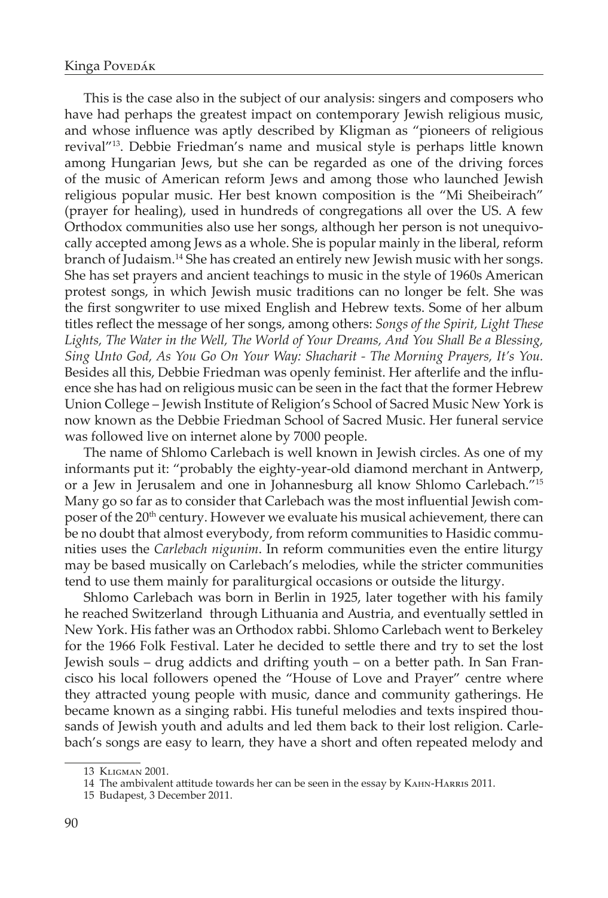This is the case also in the subject of our analysis: singers and composers who have had perhaps the greatest impact on contemporary Jewish religious music, and whose influence was aptly described by Kligman as "pioneers of religious revival"[13]. Debbie Friedman's name and musical style is perhaps little known among Hungarian Jews, but she can be regarded as one of the driving forces of the music of American reform Jews and among those who launched Jewish religious popular music. Her best known composition is the "Mi Sheibeirach" (prayer for healing), used in hundreds of congregations all over the US. A few Orthodox communities also use her songs, although her person is not unequivocally accepted among Jews as a whole. She is popular mainly in the liberal, reform branch of Judaism.[14] She has created an entirely new Jewish music with her songs. She has set prayers and ancient teachings to music in the style of 1960s American protest songs, in which Jewish music traditions can no longer be felt. She was the first songwriter to use mixed English and Hebrew texts. Some of her album titles reflect the message of her songs, among others: *Songs of the Spirit, Light These Lights, The Water in the Well, The World of Your Dreams, And You Shall Be a Blessing, Sing Unto God, As You Go On Your Way: Shacharit - The Morning Prayers, It's You.* Besides all this, Debbie Friedman was openly feminist. Her afterlife and the influence she has had on religious music can be seen in the fact that the former Hebrew Union College – Jewish Institute of Religion's School of Sacred Music New York is now known as the Debbie Friedman School of Sacred Music. Her funeral service was followed live on internet alone by 7000 people.

The name of Shlomo Carlebach is well known in Jewish circles. As one of my informants put it: "probably the eighty-year-old diamond merchant in Antwerp, or a Jew in Jerusalem and one in Johannesburg all know Shlomo Carlebach."[15] Many go so far as to consider that Carlebach was the most influential Jewish composer of the 20th century. However we evaluate his musical achievement, there can be no doubt that almost everybody, from reform communities to Hasidic communities uses the *Carlebach nigunim*. In reform communities even the entire liturgy may be based musically on Carlebach's melodies, while the stricter communities tend to use them mainly for paraliturgical occasions or outside the liturgy.

Shlomo Carlebach was born in Berlin in 1925, later together with his family he reached Switzerland through Lithuania and Austria, and eventually settled in New York. His father was an Orthodox rabbi. Shlomo Carlebach went to Berkeley for the 1966 Folk Festival. Later he decided to settle there and try to set the lost Jewish souls – drug addicts and drifting youth – on a better path. In San Francisco his local followers opened the "House of Love and Prayer" centre where they attracted young people with music, dance and community gatherings. He became known as a singing rabbi. His tuneful melodies and texts inspired thousands of Jewish youth and adults and led them back to their lost religion. Carlebach's songs are easy to learn, they have a short and often repeated melody and

---

13 Kligman 2001.

14 The ambivalent attitude towards her can be seen in the essay by Kahn-Harris 2011.

15 Budapest, 3 December 2011.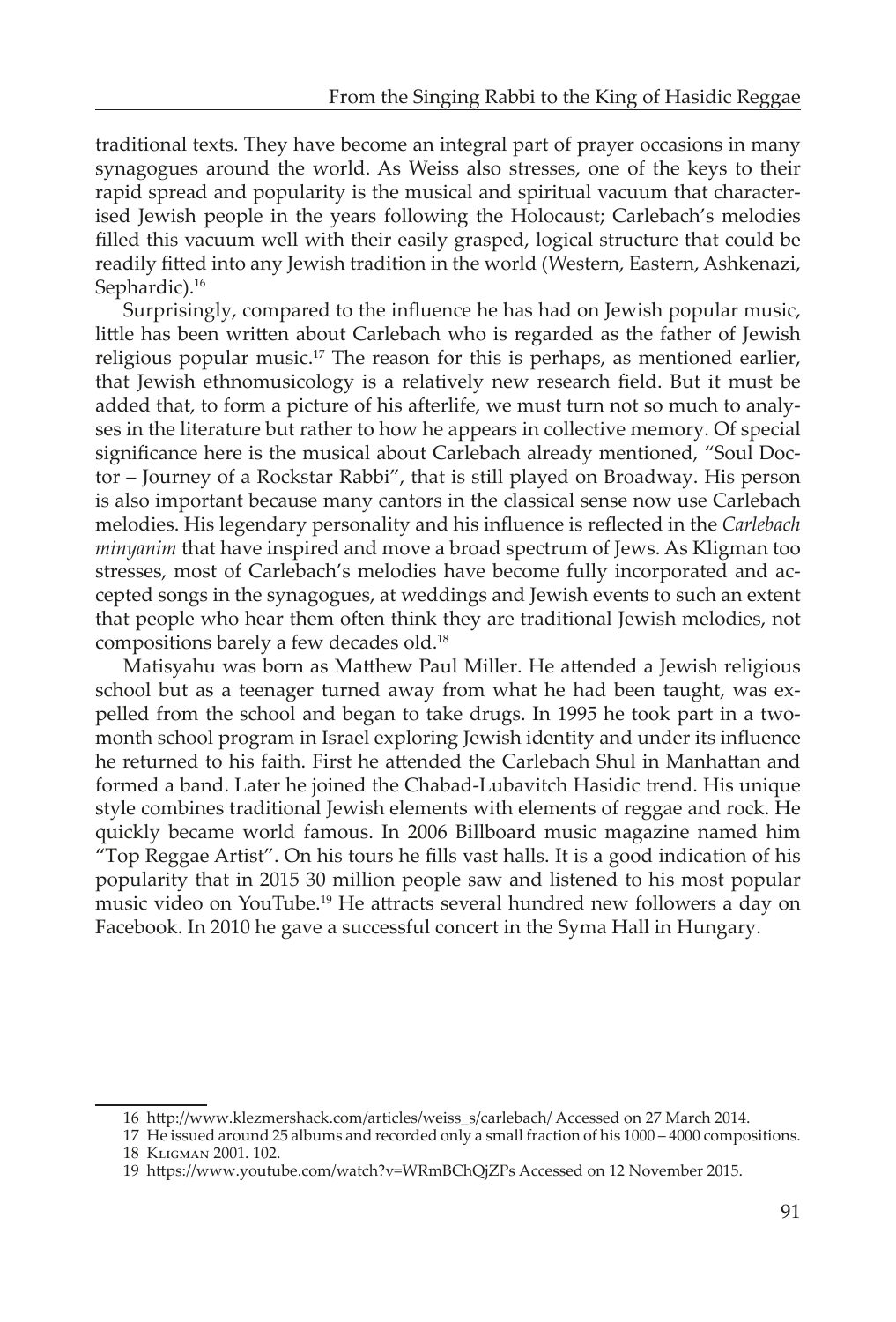traditional texts. They have become an integral part of prayer occasions in many synagogues around the world. As Weiss also stresses, one of the keys to their rapid spread and popularity is the musical and spiritual vacuum that characterised Jewish people in the years following the Holocaust; Carlebach's melodies filled this vacuum well with their easily grasped, logical structure that could be readily fitted into any Jewish tradition in the world (Western, Eastern, Ashkenazi, Sephardic).[16]

Surprisingly, compared to the influence he has had on Jewish popular music, little has been written about Carlebach who is regarded as the father of Jewish religious popular music.[17] The reason for this is perhaps, as mentioned earlier, that Jewish ethnomusicology is a relatively new research field. But it must be added that, to form a picture of his afterlife, we must turn not so much to analyses in the literature but rather to how he appears in collective memory. Of special significance here is the musical about Carlebach already mentioned, "Soul Doctor – Journey of a Rockstar Rabbi", that is still played on Broadway. His person is also important because many cantors in the classical sense now use Carlebach melodies. His legendary personality and his influence is reflected in the *Carlebach minyanim* that have inspired and move a broad spectrum of Jews. As Kligman too stresses, most of Carlebach's melodies have become fully incorporated and accepted songs in the synagogues, at weddings and Jewish events to such an extent that people who hear them often think they are traditional Jewish melodies, not compositions barely a few decades old.[18]

Matisyahu was born as Matthew Paul Miller. He attended a Jewish religious school but as a teenager turned away from what he had been taught, was expelled from the school and began to take drugs. In 1995 he took part in a two-month school program in Israel exploring Jewish identity and under its influence he returned to his faith. First he attended the Carlebach Shul in Manhattan and formed a band. Later he joined the Chabad-Lubavitch Hasidic trend. His unique style combines traditional Jewish elements with elements of reggae and rock. He quickly became world famous. In 2006 Billboard music magazine named him "Top Reggae Artist". On his tours he fills vast halls. It is a good indication of his popularity that in 2015 30 million people saw and listened to his most popular music video on YouTube.[19] He attracts several hundred new followers a day on Facebook. In 2010 he gave a successful concert in the Syma Hall in Hungary.

---

16 http://www.klezmershack.com/articles/weiss_s/carlebach/ Accessed on 27 March 2014.

17 He issued around 25 albums and recorded only a small fraction of his 1000 – 4000 compositions.

18 Kligman 2001. 102.

19 https://www.youtube.com/watch?v=WRmBChQjZPs Accessed on 12 November 2015.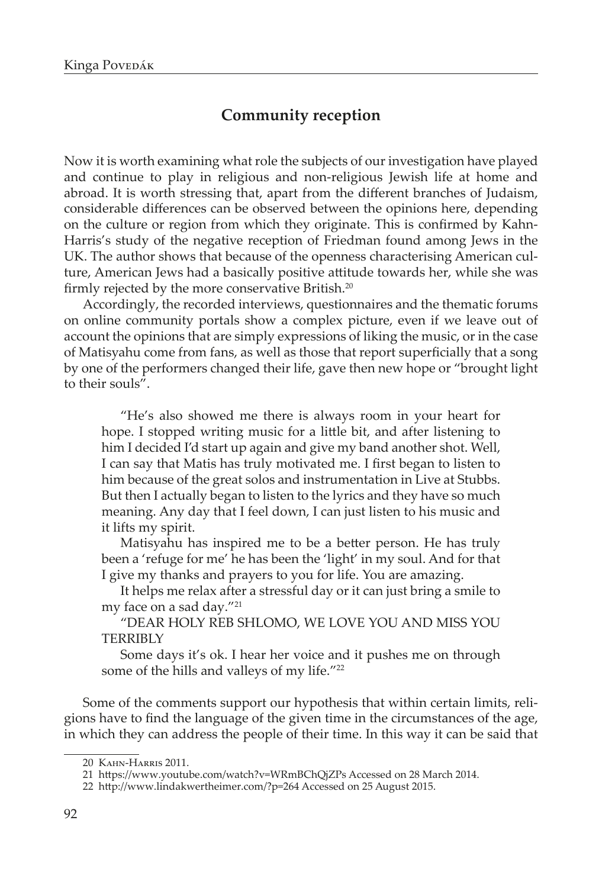## Community reception

Now it is worth examining what role the subjects of our investigation have played and continue to play in religious and non-religious Jewish life at home and abroad. It is worth stressing that, apart from the different branches of Judaism, considerable differences can be observed between the opinions here, depending on the culture or region from which they originate. This is confirmed by Kahn-Harris's study of the negative reception of Friedman found among Jews in the UK. The author shows that because of the openness characterising American culture, American Jews had a basically positive attitude towards her, while she was firmly rejected by the more conservative British.[20]

Accordingly, the recorded interviews, questionnaires and the thematic forums on online community portals show a complex picture, even if we leave out of account the opinions that are simply expressions of liking the music, or in the case of Matisyahu come from fans, as well as those that report superficially that a song by one of the performers changed their life, gave then new hope or "brought light to their souls".

> "He's also showed me there is always room in your heart for hope. I stopped writing music for a little bit, and after listening to him I decided I'd start up again and give my band another shot. Well, I can say that Matis has truly motivated me. I first began to listen to him because of the great solos and instrumentation in Live at Stubbs. But then I actually began to listen to the lyrics and they have so much meaning. Any day that I feel down, I can just listen to his music and it lifts my spirit.
>
> Matisyahu has inspired me to be a better person. He has truly been a 'refuge for me' he has been the 'light' in my soul. And for that I give my thanks and prayers to you for life. You are amazing.
>
> It helps me relax after a stressful day or it can just bring a smile to my face on a sad day."[21]
>
> "DEAR HOLY REB SHLOMO, WE LOVE YOU AND MISS YOU TERRIBLY
>
> Some days it's ok. I hear her voice and it pushes me on through some of the hills and valleys of my life."[22]

Some of the comments support our hypothesis that within certain limits, religions have to find the language of the given time in the circumstances of the age, in which they can address the people of their time. In this way it can be said that

---

20 Kahn-Harris 2011.

21 https://www.youtube.com/watch?v=WRmBChQjZPs Accessed on 28 March 2014.

22 http://www.lindakwertheimer.com/?p=264 Accessed on 25 August 2015.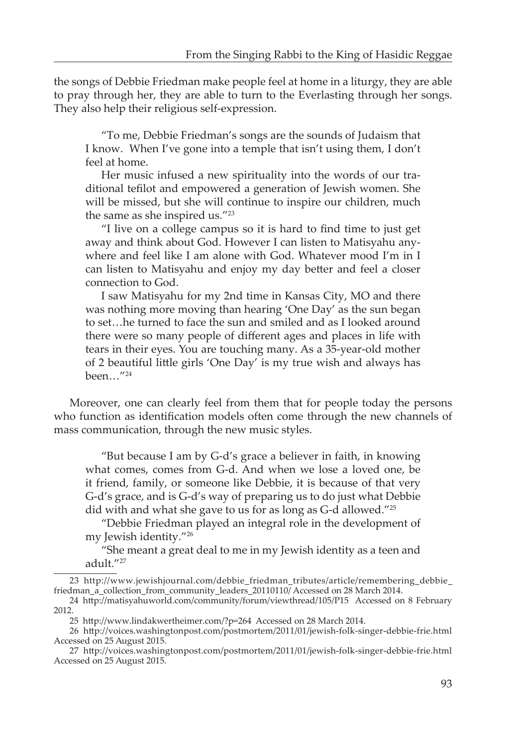the songs of Debbie Friedman make people feel at home in a liturgy, they are able to pray through her, they are able to turn to the Everlasting through her songs. They also help their religious self-expression.

> "To me, Debbie Friedman's songs are the sounds of Judaism that I know. When I've gone into a temple that isn't using them, I don't feel at home.
>
> Her music infused a new spirituality into the words of our traditional tefilot and empowered a generation of Jewish women. She will be missed, but she will continue to inspire our children, much the same as she inspired us."[23]
>
> "I live on a college campus so it is hard to find time to just get away and think about God. However I can listen to Matisyahu anywhere and feel like I am alone with God. Whatever mood I'm in I can listen to Matisyahu and enjoy my day better and feel a closer connection to God.
>
> I saw Matisyahu for my 2nd time in Kansas City, MO and there was nothing more moving than hearing 'One Day' as the sun began to set…he turned to face the sun and smiled and as I looked around there were so many people of different ages and places in life with tears in their eyes. You are touching many. As a 35-year-old mother of 2 beautiful little girls 'One Day' is my true wish and always has been…"[24]

Moreover, one can clearly feel from them that for people today the persons who function as identification models often come through the new channels of mass communication, through the new music styles.

> "But because I am by G-d's grace a believer in faith, in knowing what comes, comes from G-d. And when we lose a loved one, be it friend, family, or someone like Debbie, it is because of that very G-d's grace, and is G-d's way of preparing us to do just what Debbie did with and what she gave to us for as long as G-d allowed."[25]
>
> "Debbie Friedman played an integral role in the development of my Jewish identity."[26]
>
> "She meant a great deal to me in my Jewish identity as a teen and adult."[27]

---

23 http://www.jewishjournal.com/debbie_friedman_tributes/article/remembering_debbie_friedman_a_collection_from_community_leaders_20110110/ Accessed on 28 March 2014.

24 http://matisyahuworld.com/community/forum/viewthread/105/P15 Accessed on 8 February 2012.

25 http://www.lindakwertheimer.com/?p=264 Accessed on 28 March 2014.

26 http://voices.washingtonpost.com/postmortem/2011/01/jewish-folk-singer-debbie-frie.html Accessed on 25 August 2015.

27 http://voices.washingtonpost.com/postmortem/2011/01/jewish-folk-singer-debbie-frie.html Accessed on 25 August 2015.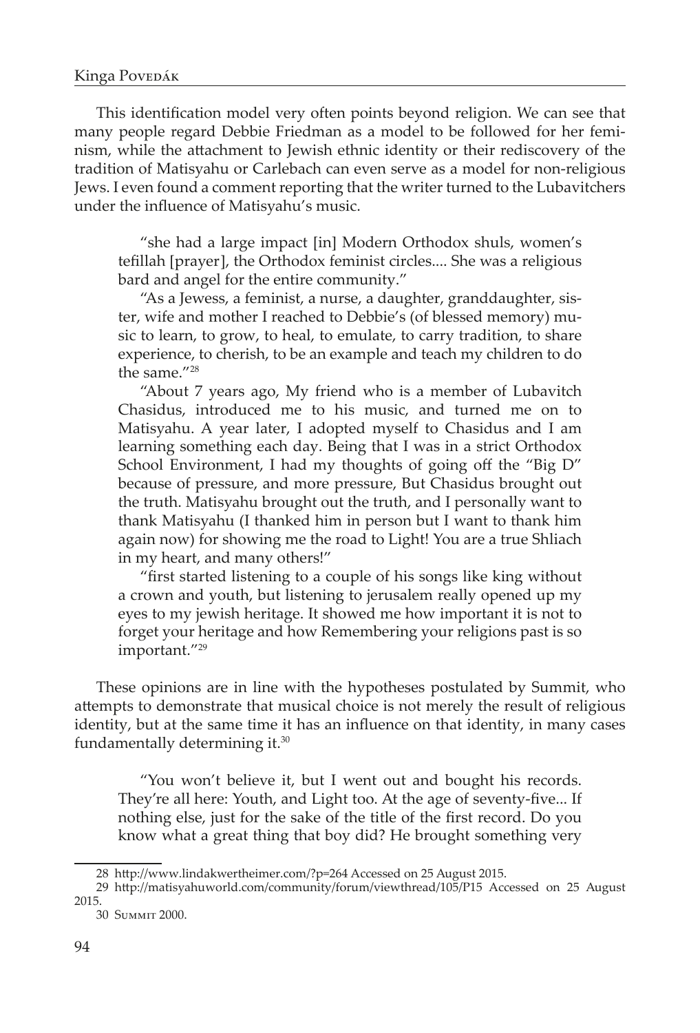This identification model very often points beyond religion. We can see that many people regard Debbie Friedman as a model to be followed for her feminism, while the attachment to Jewish ethnic identity or their rediscovery of the tradition of Matisyahu or Carlebach can even serve as a model for non-religious Jews. I even found a comment reporting that the writer turned to the Lubavitchers under the influence of Matisyahu's music.

> "she had a large impact [in] Modern Orthodox shuls, women's tefillah [prayer], the Orthodox feminist circles.... She was a religious bard and angel for the entire community."
>
> "As a Jewess, a feminist, a nurse, a daughter, granddaughter, sister, wife and mother I reached to Debbie's (of blessed memory) music to learn, to grow, to heal, to emulate, to carry tradition, to share experience, to cherish, to be an example and teach my children to do the same."[28]
>
> "About 7 years ago, My friend who is a member of Lubavitch Chasidus, introduced me to his music, and turned me on to Matisyahu. A year later, I adopted myself to Chasidus and I am learning something each day. Being that I was in a strict Orthodox School Environment, I had my thoughts of going off the "Big D" because of pressure, and more pressure, But Chasidus brought out the truth. Matisyahu brought out the truth, and I personally want to thank Matisyahu (I thanked him in person but I want to thank him again now) for showing me the road to Light! You are a true Shliach in my heart, and many others!"
>
> "first started listening to a couple of his songs like king without a crown and youth, but listening to jerusalem really opened up my eyes to my jewish heritage. It showed me how important it is not to forget your heritage and how Remembering your religions past is so important."[29]

These opinions are in line with the hypotheses postulated by Summit, who attempts to demonstrate that musical choice is not merely the result of religious identity, but at the same time it has an influence on that identity, in many cases fundamentally determining it.[30]

> "You won't believe it, but I went out and bought his records. They're all here: Youth, and Light too. At the age of seventy-five... If nothing else, just for the sake of the title of the first record. Do you know what a great thing that boy did? He brought something very

---

28 http://www.lindakwertheimer.com/?p=264 Accessed on 25 August 2015.

29 http://matisyahuworld.com/community/forum/viewthread/105/P15 Accessed on 25 August 2015.

30 Summit 2000.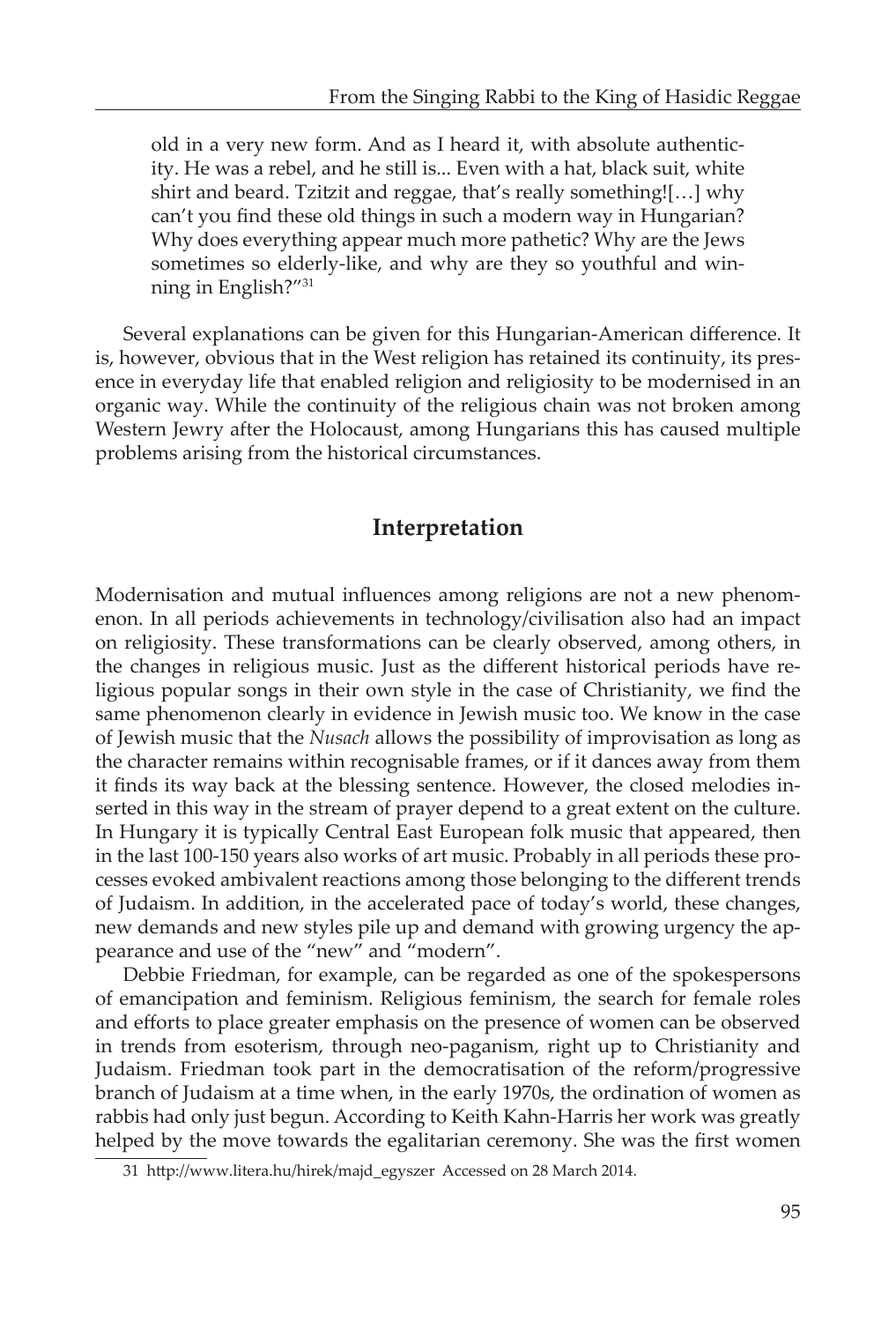old in a very new form. And as I heard it, with absolute authenticity. He was a rebel, and he still is... Even with a hat, black suit, white shirt and beard. Tzitzit and reggae, that's really something![…] why can't you find these old things in such a modern way in Hungarian? Why does everything appear much more pathetic? Why are the Jews sometimes so elderly-like, and why are they so youthful and winning in English?"[31]

Several explanations can be given for this Hungarian-American difference. It is, however, obvious that in the West religion has retained its continuity, its presence in everyday life that enabled religion and religiosity to be modernised in an organic way. While the continuity of the religious chain was not broken among Western Jewry after the Holocaust, among Hungarians this has caused multiple problems arising from the historical circumstances.

## Interpretation

Modernisation and mutual influences among religions are not a new phenomenon. In all periods achievements in technology/civilisation also had an impact on religiosity. These transformations can be clearly observed, among others, in the changes in religious music. Just as the different historical periods have religious popular songs in their own style in the case of Christianity, we find the same phenomenon clearly in evidence in Jewish music too. We know in the case of Jewish music that the *Nusach* allows the possibility of improvisation as long as the character remains within recognisable frames, or if it dances away from them it finds its way back at the blessing sentence. However, the closed melodies inserted in this way in the stream of prayer depend to a great extent on the culture. In Hungary it is typically Central East European folk music that appeared, then in the last 100-150 years also works of art music. Probably in all periods these processes evoked ambivalent reactions among those belonging to the different trends of Judaism. In addition, in the accelerated pace of today's world, these changes, new demands and new styles pile up and demand with growing urgency the appearance and use of the "new" and "modern".

Debbie Friedman, for example, can be regarded as one of the spokespersons of emancipation and feminism. Religious feminism, the search for female roles and efforts to place greater emphasis on the presence of women can be observed in trends from esoterism, through neo-paganism, right up to Christianity and Judaism. Friedman took part in the democratisation of the reform/progressive branch of Judaism at a time when, in the early 1970s, the ordination of women as rabbis had only just begun. According to Keith Kahn-Harris her work was greatly helped by the move towards the egalitarian ceremony. She was the first women

31 http://www.litera.hu/hirek/majd_egyszer Accessed on 28 March 2014.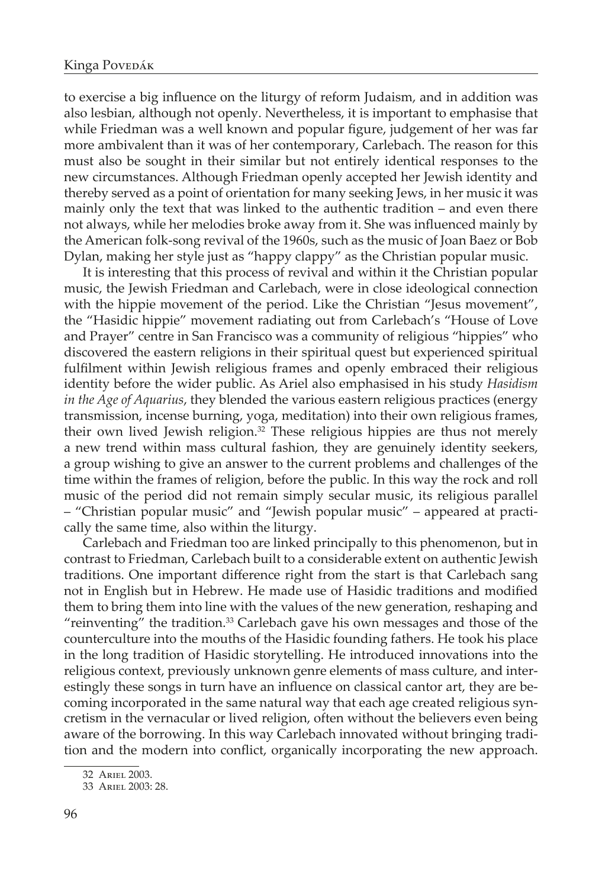to exercise a big influence on the liturgy of reform Judaism, and in addition was also lesbian, although not openly. Nevertheless, it is important to emphasise that while Friedman was a well known and popular figure, judgement of her was far more ambivalent than it was of her contemporary, Carlebach. The reason for this must also be sought in their similar but not entirely identical responses to the new circumstances. Although Friedman openly accepted her Jewish identity and thereby served as a point of orientation for many seeking Jews, in her music it was mainly only the text that was linked to the authentic tradition – and even there not always, while her melodies broke away from it. She was influenced mainly by the American folk-song revival of the 1960s, such as the music of Joan Baez or Bob Dylan, making her style just as "happy clappy" as the Christian popular music.

It is interesting that this process of revival and within it the Christian popular music, the Jewish Friedman and Carlebach, were in close ideological connection with the hippie movement of the period. Like the Christian "Jesus movement", the "Hasidic hippie" movement radiating out from Carlebach's "House of Love and Prayer" centre in San Francisco was a community of religious "hippies" who discovered the eastern religions in their spiritual quest but experienced spiritual fulfilment within Jewish religious frames and openly embraced their religious identity before the wider public. As Ariel also emphasised in his study *Hasidism in the Age of Aquarius*, they blended the various eastern religious practices (energy transmission, incense burning, yoga, meditation) into their own religious frames, their own lived Jewish religion.[32] These religious hippies are thus not merely a new trend within mass cultural fashion, they are genuinely identity seekers, a group wishing to give an answer to the current problems and challenges of the time within the frames of religion, before the public. In this way the rock and roll music of the period did not remain simply secular music, its religious parallel – "Christian popular music" and "Jewish popular music" – appeared at practically the same time, also within the liturgy.

Carlebach and Friedman too are linked principally to this phenomenon, but in contrast to Friedman, Carlebach built to a considerable extent on authentic Jewish traditions. One important difference right from the start is that Carlebach sang not in English but in Hebrew. He made use of Hasidic traditions and modified them to bring them into line with the values of the new generation, reshaping and "reinventing" the tradition.[33] Carlebach gave his own messages and those of the counterculture into the mouths of the Hasidic founding fathers. He took his place in the long tradition of Hasidic storytelling. He introduced innovations into the religious context, previously unknown genre elements of mass culture, and interestingly these songs in turn have an influence on classical cantor art, they are becoming incorporated in the same natural way that each age created religious syncretism in the vernacular or lived religion, often without the believers even being aware of the borrowing. In this way Carlebach innovated without bringing tradition and the modern into conflict, organically incorporating the new approach.

---

32 Ariel 2003.

33 Ariel 2003: 28.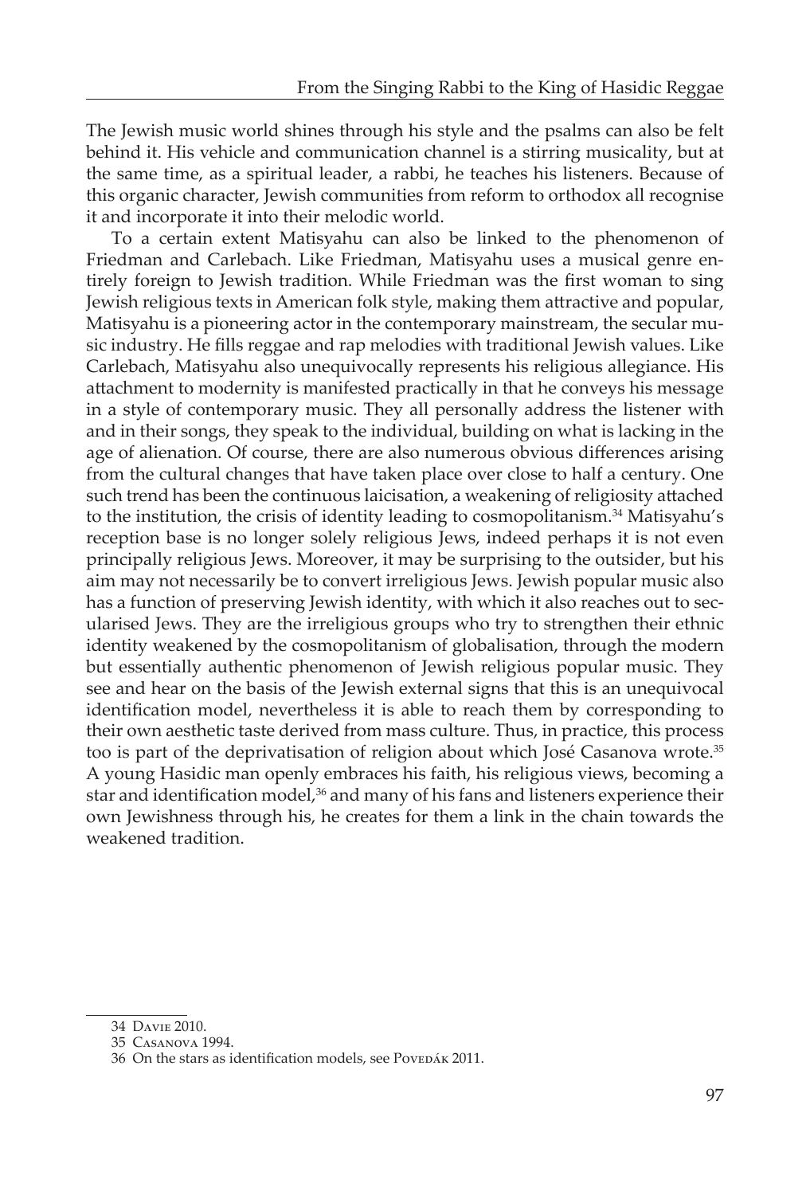The Jewish music world shines through his style and the psalms can also be felt behind it. His vehicle and communication channel is a stirring musicality, but at the same time, as a spiritual leader, a rabbi, he teaches his listeners. Because of this organic character, Jewish communities from reform to orthodox all recognise it and incorporate it into their melodic world.

To a certain extent Matisyahu can also be linked to the phenomenon of Friedman and Carlebach. Like Friedman, Matisyahu uses a musical genre entirely foreign to Jewish tradition. While Friedman was the first woman to sing Jewish religious texts in American folk style, making them attractive and popular, Matisyahu is a pioneering actor in the contemporary mainstream, the secular music industry. He fills reggae and rap melodies with traditional Jewish values. Like Carlebach, Matisyahu also unequivocally represents his religious allegiance. His attachment to modernity is manifested practically in that he conveys his message in a style of contemporary music. They all personally address the listener with and in their songs, they speak to the individual, building on what is lacking in the age of alienation. Of course, there are also numerous obvious differences arising from the cultural changes that have taken place over close to half a century. One such trend has been the continuous laicisation, a weakening of religiosity attached to the institution, the crisis of identity leading to cosmopolitanism.[34] Matisyahu's reception base is no longer solely religious Jews, indeed perhaps it is not even principally religious Jews. Moreover, it may be surprising to the outsider, but his aim may not necessarily be to convert irreligious Jews. Jewish popular music also has a function of preserving Jewish identity, with which it also reaches out to secularised Jews. They are the irreligious groups who try to strengthen their ethnic identity weakened by the cosmopolitanism of globalisation, through the modern but essentially authentic phenomenon of Jewish religious popular music. They see and hear on the basis of the Jewish external signs that this is an unequivocal identification model, nevertheless it is able to reach them by corresponding to their own aesthetic taste derived from mass culture. Thus, in practice, this process too is part of the deprivatisation of religion about which José Casanova wrote.[35] A young Hasidic man openly embraces his faith, his religious views, becoming a star and identification model,[36] and many of his fans and listeners experience their own Jewishness through his, he creates for them a link in the chain towards the weakened tradition.

---

34 Davie 2010.

35 Casanova 1994.

36 On the stars as identification models, see Povedák 2011.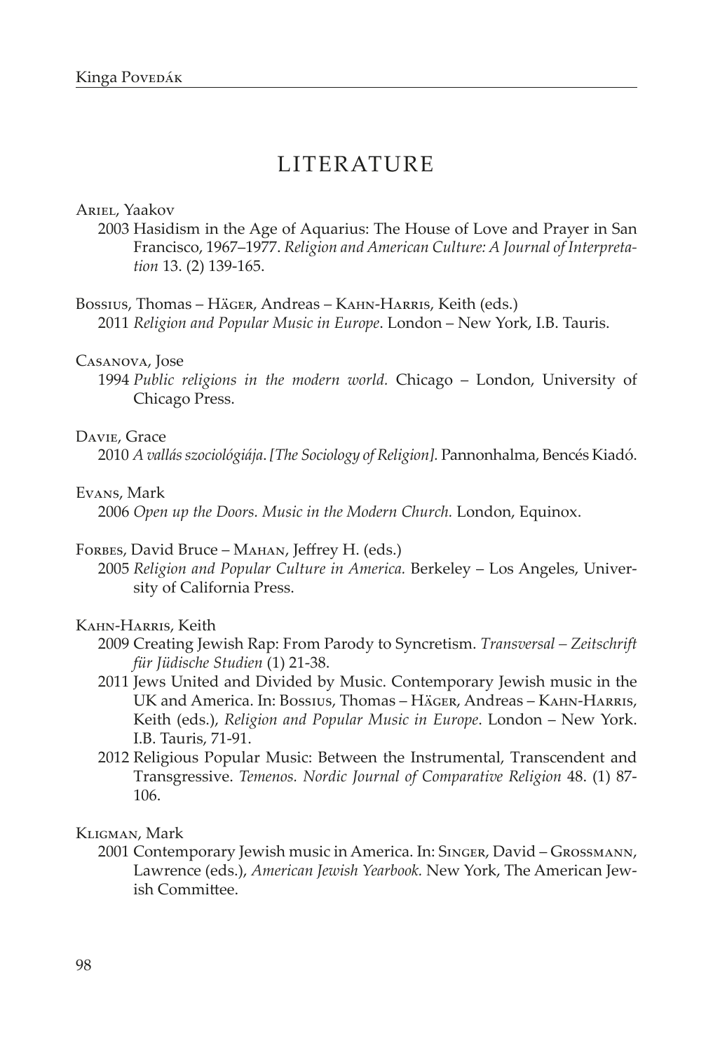# LITERATURE

Ariel, Yaakov

2003 Hasidism in the Age of Aquarius: The House of Love and Prayer in San Francisco, 1967–1977. *Religion and American Culture: A Journal of Interpretation* 13. (2) 139-165.

Bossius, Thomas – Häger, Andreas – Kahn-Harris, Keith (eds.)

2011 *Religion and Popular Music in Europe*. London – New York, I.B. Tauris.

Casanova, Jose

1994 *Public religions in the modern world.* Chicago – London, University of Chicago Press.

Davie, Grace

2010 *A vallás szociológiája*. *[The Sociology of Religion].* Pannonhalma, Bencés Kiadó.

Evans, Mark

2006 *Open up the Doors. Music in the Modern Church.* London, Equinox.

Forbes, David Bruce – Mahan, Jeffrey H. (eds.)

2005 *Religion and Popular Culture in America.* Berkeley – Los Angeles, University of California Press.

Kahn-Harris, Keith

2009 Creating Jewish Rap: From Parody to Syncretism. *Transversal – Zeitschrift für Jüdische Studien* (1) 21-38.

2011 Jews United and Divided by Music. Contemporary Jewish music in the UK and America. In: Bossius, Thomas – Häger, Andreas – Kahn-Harris, Keith (eds.), *Religion and Popular Music in Europe*. London – New York. I.B. Tauris, 71-91.

2012 Religious Popular Music: Between the Instrumental, Transcendent and Transgressive. *Temenos. Nordic Journal of Comparative Religion* 48. (1) 87-106.

Kligman, Mark

2001 Contemporary Jewish music in America. In: Singer, David – Grossmann, Lawrence (eds.), *American Jewish Yearbook.* New York, The American Jewish Committee.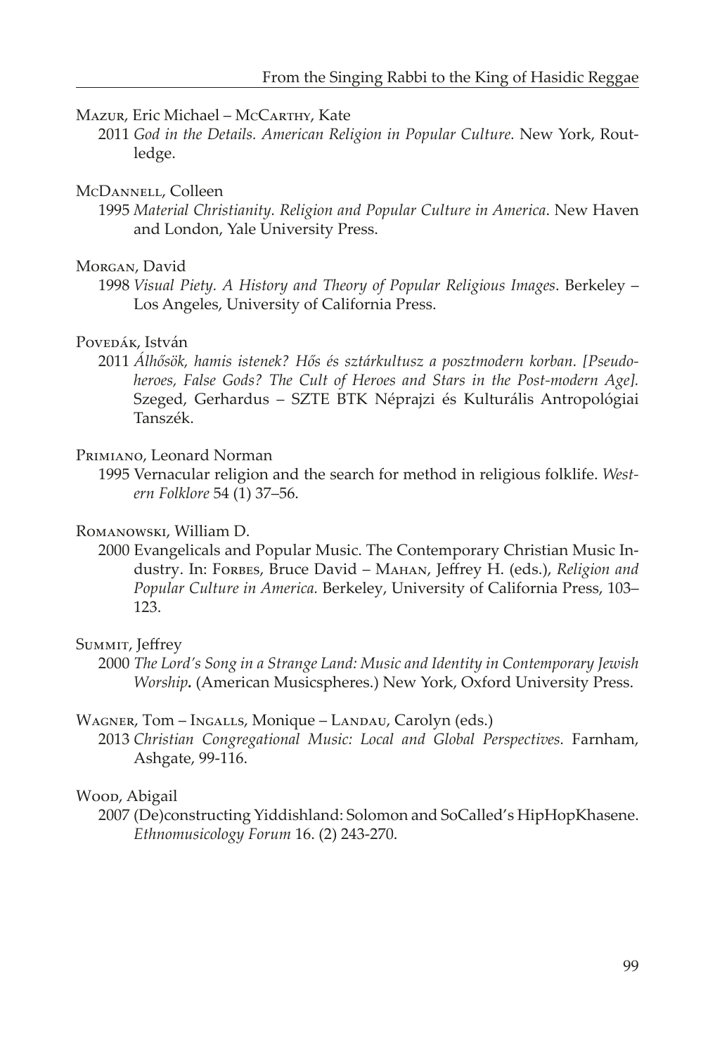Mazur, Eric Michael – McCarthy, Kate
2011 *God in the Details. American Religion in Popular Culture.* New York, Routledge.

McDannell, Colleen
1995 *Material Christianity. Religion and Popular Culture in America*. New Haven and London, Yale University Press.

Morgan, David
1998 *Visual Piety. A History and Theory of Popular Religious Images*. Berkeley – Los Angeles, University of California Press.

Povedák, István
2011 *Álhősök, hamis istenek? Hős és sztárkultusz a posztmodern korban. [Pseudoheroes, False Gods? The Cult of Heroes and Stars in the Post-modern Age].* Szeged, Gerhardus – SZTE BTK Néprajzi és Kulturális Antropológiai Tanszék.

Primiano, Leonard Norman
1995 Vernacular religion and the search for method in religious folklife. *Western Folklore* 54 (1) 37–56.

Romanowski, William D.
2000 Evangelicals and Popular Music. The Contemporary Christian Music Industry. In: Forbes, Bruce David – Mahan, Jeffrey H. (eds.), *Religion and Popular Culture in America.* Berkeley, University of California Press, 103–123.

Summit, Jeffrey
2000 *The Lord's Song in a Strange Land: Music and Identity in Contemporary Jewish Worship***.** (American Musicspheres.) New York, Oxford University Press.

Wagner, Tom – Ingalls, Monique – Landau, Carolyn (eds.)
2013 *Christian Congregational Music: Local and Global Perspectives.* Farnham, Ashgate, 99-116.

Wood, Abigail
2007 (De)constructing Yiddishland: Solomon and SoCalled's HipHopKhasene. *Ethnomusicology Forum* 16. (2) 243-270.